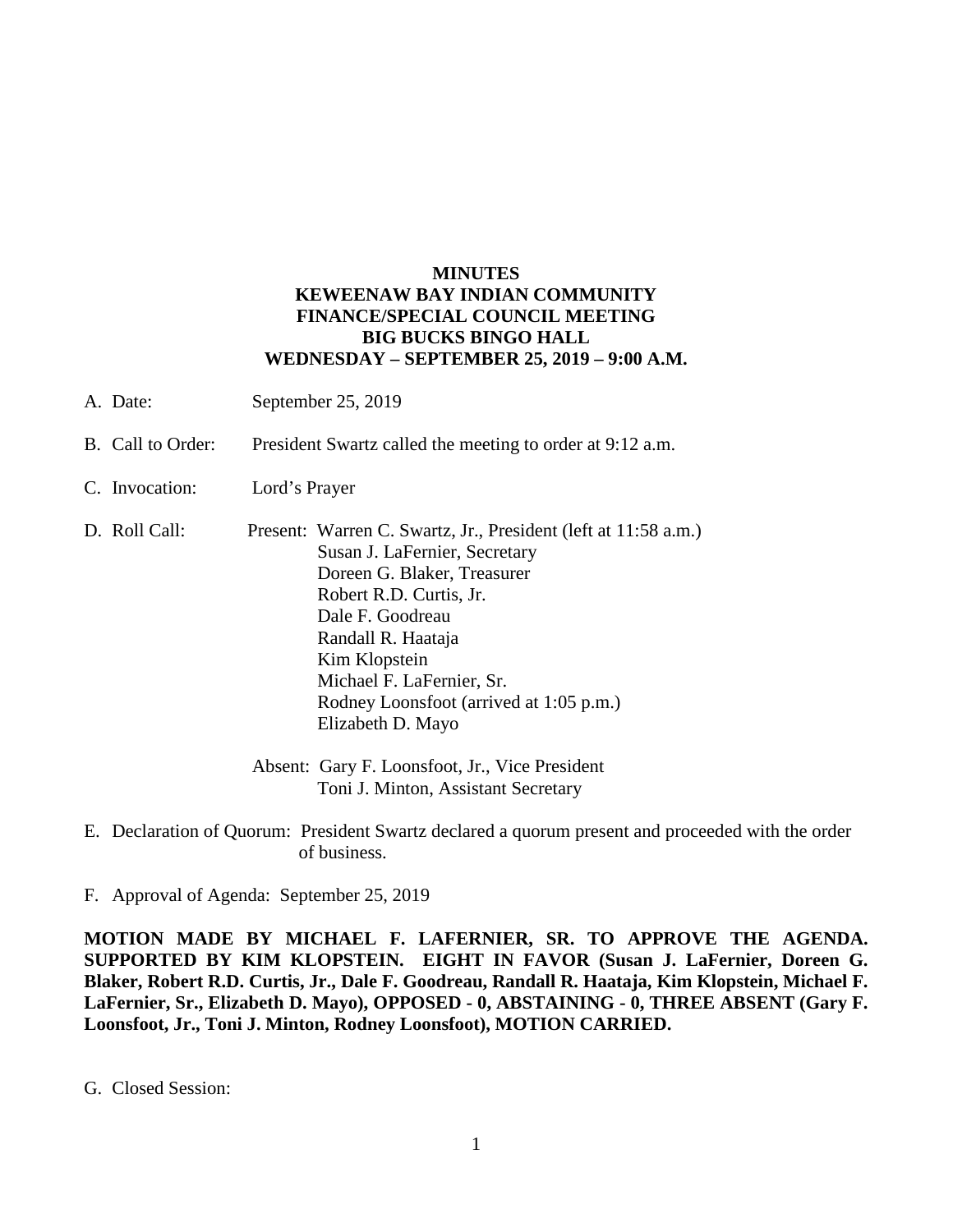**MINUTES**
**KEWEENAW BAY INDIAN COMMUNITY**
**FINANCE/SPECIAL COUNCIL MEETING**
**BIG BUCKS BINGO HALL**
**WEDNESDAY – SEPTEMBER 25, 2019 – 9:00 A.M.**

A. Date: September 25, 2019

B. Call to Order: President Swartz called the meeting to order at 9:12 a.m.

C. Invocation: Lord's Prayer

D. Roll Call: Present: Warren C. Swartz, Jr., President (left at 11:58 a.m.)
Susan J. LaFernier, Secretary
Doreen G. Blaker, Treasurer
Robert R.D. Curtis, Jr.
Dale F. Goodreau
Randall R. Haataja
Kim Klopstein
Michael F. LaFernier, Sr.
Rodney Loonsfoot (arrived at 1:05 p.m.)
Elizabeth D. Mayo

Absent: Gary F. Loonsfoot, Jr., Vice President
Toni J. Minton, Assistant Secretary

E. Declaration of Quorum: President Swartz declared a quorum present and proceeded with the order of business.

F. Approval of Agenda: September 25, 2019

**MOTION MADE BY MICHAEL F. LAFERNIER, SR. TO APPROVE THE AGENDA. SUPPORTED BY KIM KLOPSTEIN. EIGHT IN FAVOR (Susan J. LaFernier, Doreen G. Blaker, Robert R.D. Curtis, Jr., Dale F. Goodreau, Randall R. Haataja, Kim Klopstein, Michael F. LaFernier, Sr., Elizabeth D. Mayo), OPPOSED - 0, ABSTAINING - 0, THREE ABSENT (Gary F. Loonsfoot, Jr., Toni J. Minton, Rodney Loonsfoot), MOTION CARRIED.**

G. Closed Session: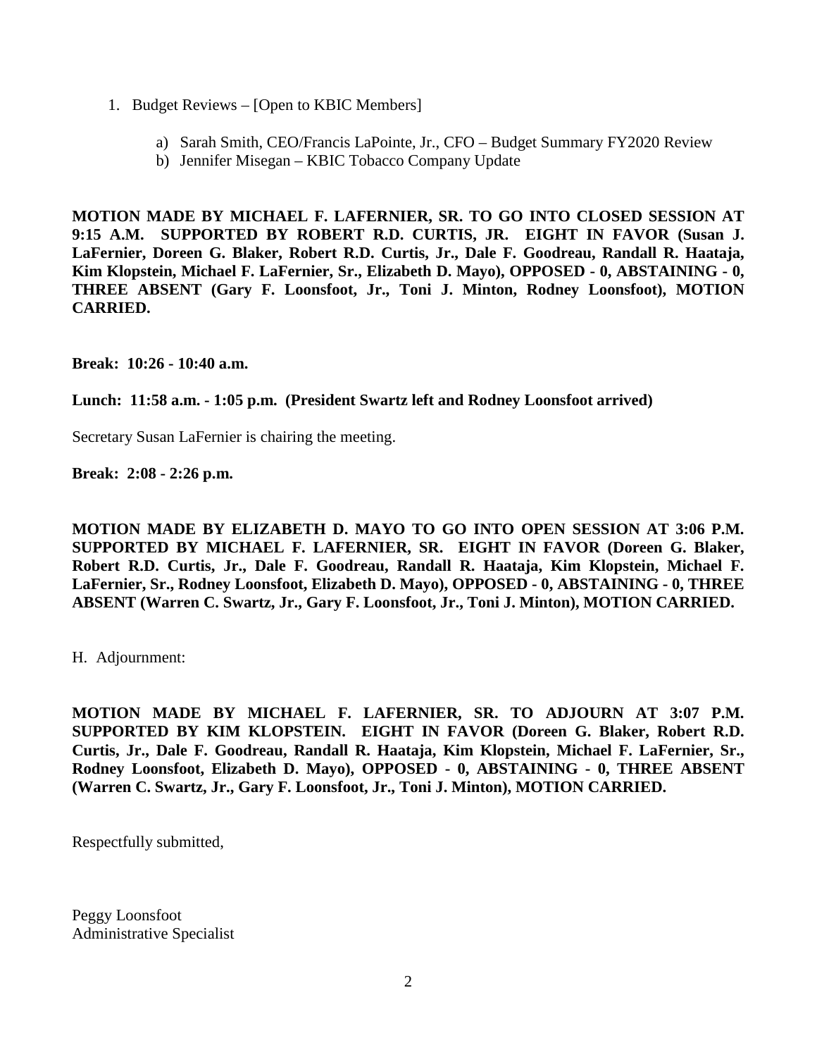1. Budget Reviews – [Open to KBIC Members]

    a) Sarah Smith, CEO/Francis LaPointe, Jr., CFO – Budget Summary FY2020 Review
    b) Jennifer Misegan – KBIC Tobacco Company Update

**MOTION MADE BY MICHAEL F. LAFERNIER, SR. TO GO INTO CLOSED SESSION AT 9:15 A.M. SUPPORTED BY ROBERT R.D. CURTIS, JR. EIGHT IN FAVOR (Susan J. LaFernier, Doreen G. Blaker, Robert R.D. Curtis, Jr., Dale F. Goodreau, Randall R. Haataja, Kim Klopstein, Michael F. LaFernier, Sr., Elizabeth D. Mayo), OPPOSED - 0, ABSTAINING - 0, THREE ABSENT (Gary F. Loonsfoot, Jr., Toni J. Minton, Rodney Loonsfoot), MOTION CARRIED.**

**Break: 10:26 - 10:40 a.m.**

**Lunch: 11:58 a.m. - 1:05 p.m. (President Swartz left and Rodney Loonsfoot arrived)**

Secretary Susan LaFernier is chairing the meeting.

**Break: 2:08 - 2:26 p.m.**

**MOTION MADE BY ELIZABETH D. MAYO TO GO INTO OPEN SESSION AT 3:06 P.M. SUPPORTED BY MICHAEL F. LAFERNIER, SR. EIGHT IN FAVOR (Doreen G. Blaker, Robert R.D. Curtis, Jr., Dale F. Goodreau, Randall R. Haataja, Kim Klopstein, Michael F. LaFernier, Sr., Rodney Loonsfoot, Elizabeth D. Mayo), OPPOSED - 0, ABSTAINING - 0, THREE ABSENT (Warren C. Swartz, Jr., Gary F. Loonsfoot, Jr., Toni J. Minton), MOTION CARRIED.**

H. Adjournment:

**MOTION MADE BY MICHAEL F. LAFERNIER, SR. TO ADJOURN AT 3:07 P.M. SUPPORTED BY KIM KLOPSTEIN. EIGHT IN FAVOR (Doreen G. Blaker, Robert R.D. Curtis, Jr., Dale F. Goodreau, Randall R. Haataja, Kim Klopstein, Michael F. LaFernier, Sr., Rodney Loonsfoot, Elizabeth D. Mayo), OPPOSED - 0, ABSTAINING - 0, THREE ABSENT (Warren C. Swartz, Jr., Gary F. Loonsfoot, Jr., Toni J. Minton), MOTION CARRIED.**

Respectfully submitted,

Peggy Loonsfoot
Administrative Specialist